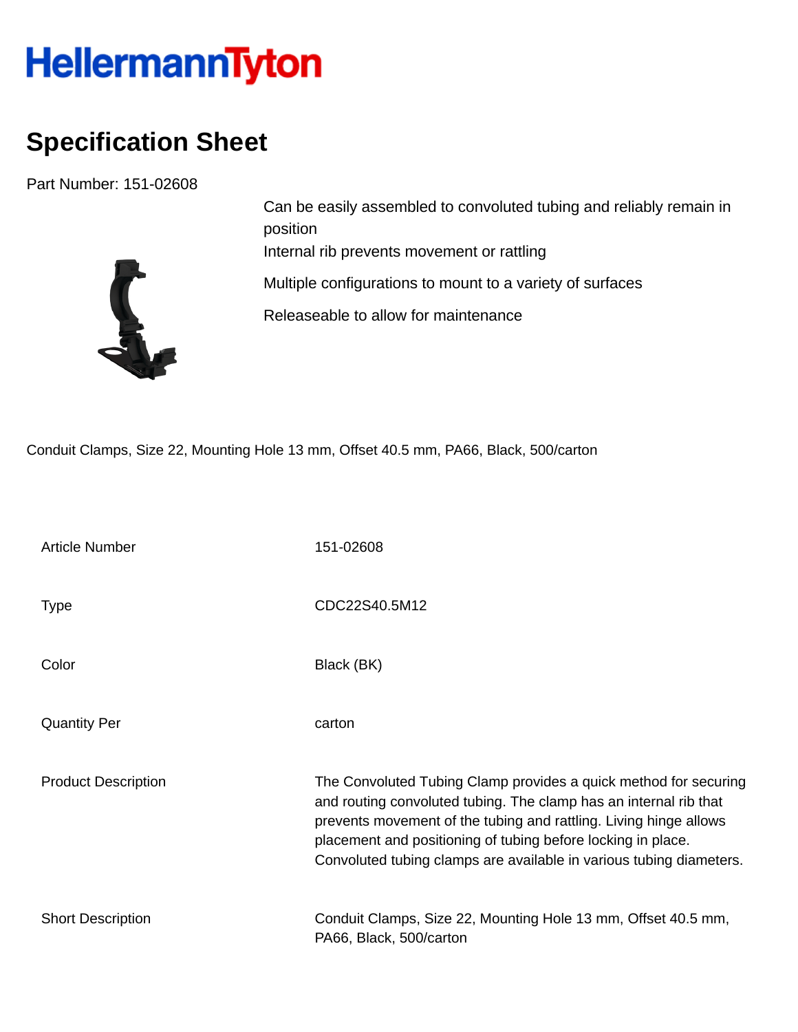HellermannTyton

# Specification Sheet

Part Number: 151-02608

Can be easily assembled to convoluted tubing and reliably remain in position

Internal rib prevents movement or rattling

Multiple configurations to mount to a variety of surfaces

Releaseable to allow for maintenance

Conduit Clamps, Size 22, Mounting Hole 13 mm, Offset 40.5 mm, PA66, Black, 500/carton

| | |
|---|---|
| Article Number | 151-02608 |
| Type | CDC22S40.5M12 |
| Color | Black (BK) |
| Quantity Per | carton |
| Product Description | The Convoluted Tubing Clamp provides a quick method for securing and routing convoluted tubing. The clamp has an internal rib that prevents movement of the tubing and rattling. Living hinge allows placement and positioning of tubing before locking in place. Convoluted tubing clamps are available in various tubing diameters. |
| Short Description | Conduit Clamps, Size 22, Mounting Hole 13 mm, Offset 40.5 mm, PA66, Black, 500/carton |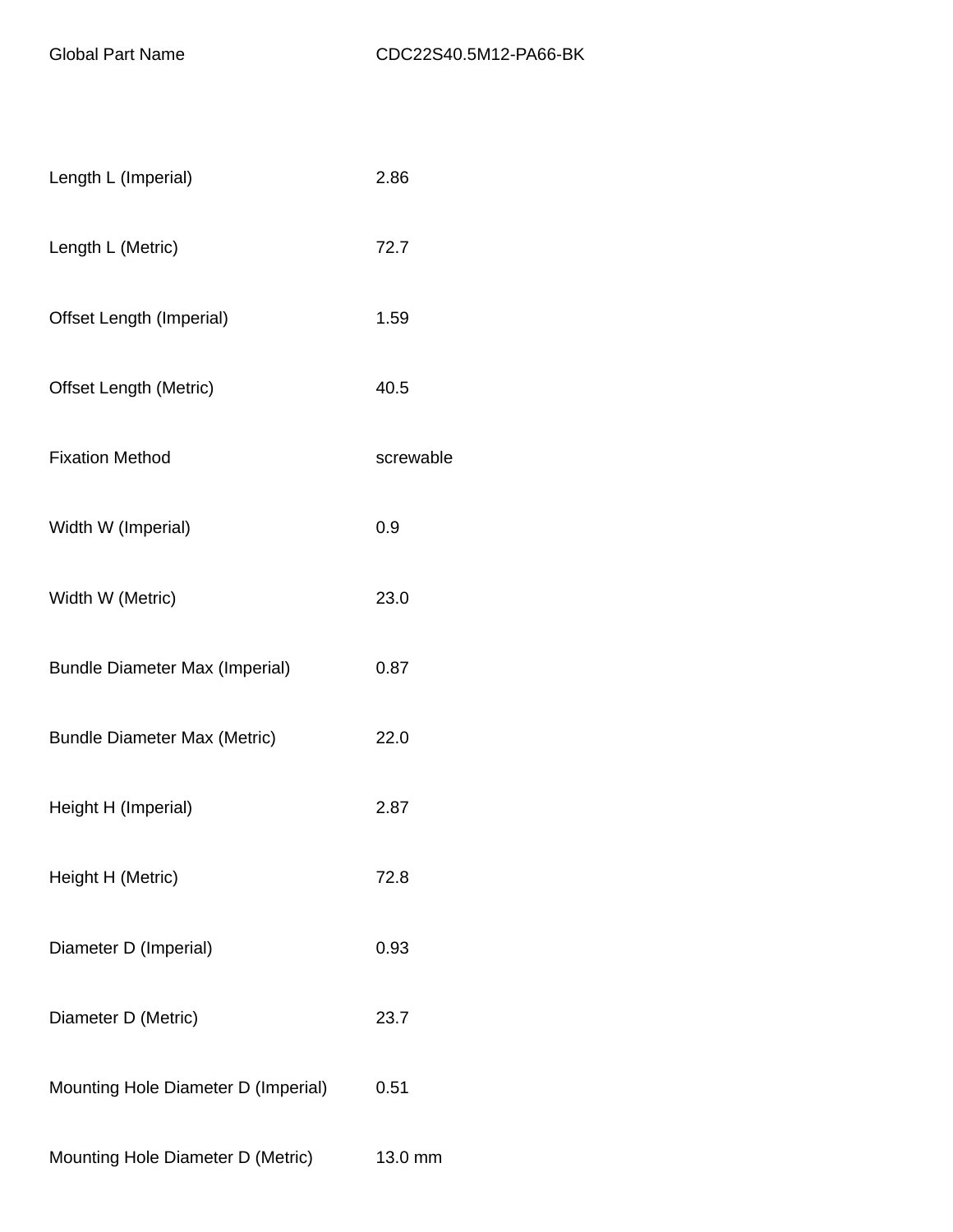| Global Part Name | CDC22S40.5M12-PA66-BK |
| --- | --- |
| Length L (Imperial) | 2.86 |
| Length L (Metric) | 72.7 |
| Offset Length (Imperial) | 1.59 |
| Offset Length (Metric) | 40.5 |
| Fixation Method | screwable |
| Width W (Imperial) | 0.9 |
| Width W (Metric) | 23.0 |
| Bundle Diameter Max (Imperial) | 0.87 |
| Bundle Diameter Max (Metric) | 22.0 |
| Height H (Imperial) | 2.87 |
| Height H (Metric) | 72.8 |
| Diameter D (Imperial) | 0.93 |
| Diameter D (Metric) | 23.7 |
| Mounting Hole Diameter D (Imperial) | 0.51 |
| Mounting Hole Diameter D (Metric) | 13.0 mm |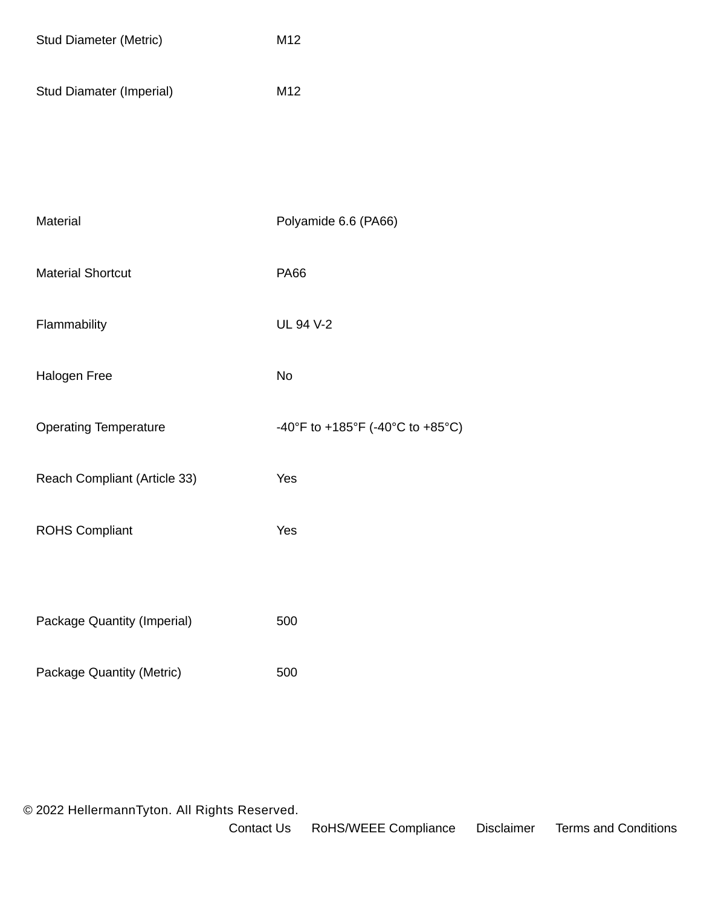| | |
|---|---|
| Stud Diameter (Metric) | M12 |
| Stud Diamater (Imperial) | M12 |

| | |
|---|---|
| Material | Polyamide 6.6 (PA66) |
| Material Shortcut | PA66 |
| Flammability | UL 94 V-2 |
| Halogen Free | No |
| Operating Temperature | -40°F to +185°F (-40°C to +85°C) |
| Reach Compliant (Article 33) | Yes |
| ROHS Compliant | Yes |

| | |
|---|---|
| Package Quantity (Imperial) | 500 |
| Package Quantity (Metric) | 500 |

© 2022 HellermannTyton. All Rights Reserved.

Contact Us RoHS/WEEE Compliance Disclaimer Terms and Conditions